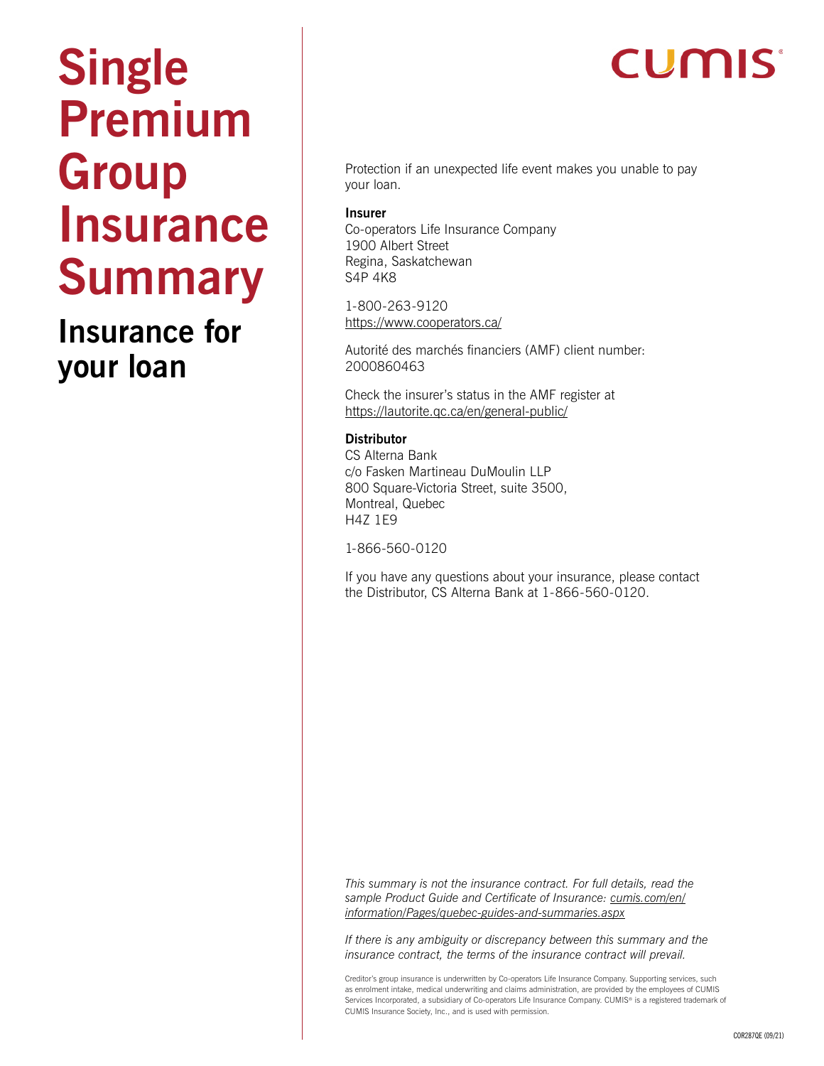# Single Premium Group Insurance Summary

## Insurance for your loan

CUMIS®

Protection if an unexpected life event makes you unable to pay your loan.

**Insurer**
Co-operators Life Insurance Company
1900 Albert Street
Regina, Saskatchewan
S4P 4K8

1-800-263-9120
https://www.cooperators.ca/

Autorité des marchés financiers (AMF) client number: 2000860463

Check the insurer's status in the AMF register at https://lautorite.qc.ca/en/general-public/

**Distributor**
CS Alterna Bank
c/o Fasken Martineau DuMoulin LLP
800 Square-Victoria Street, suite 3500,
Montreal, Quebec
H4Z 1E9

1-866-560-0120

If you have any questions about your insurance, please contact the Distributor, CS Alterna Bank at 1-866-560-0120.

*This summary is not the insurance contract. For full details, read the sample Product Guide and Certificate of Insurance: cumis.com/en/information/Pages/quebec-guides-and-summaries.aspx*

*If there is any ambiguity or discrepancy between this summary and the insurance contract, the terms of the insurance contract will prevail.*

Creditor's group insurance is underwritten by Co-operators Life Insurance Company. Supporting services, such as enrolment intake, medical underwriting and claims administration, are provided by the employees of CUMIS Services Incorporated, a subsidiary of Co-operators Life Insurance Company. CUMIS® is a registered trademark of CUMIS Insurance Society, Inc., and is used with permission.

COR287QE (09/21)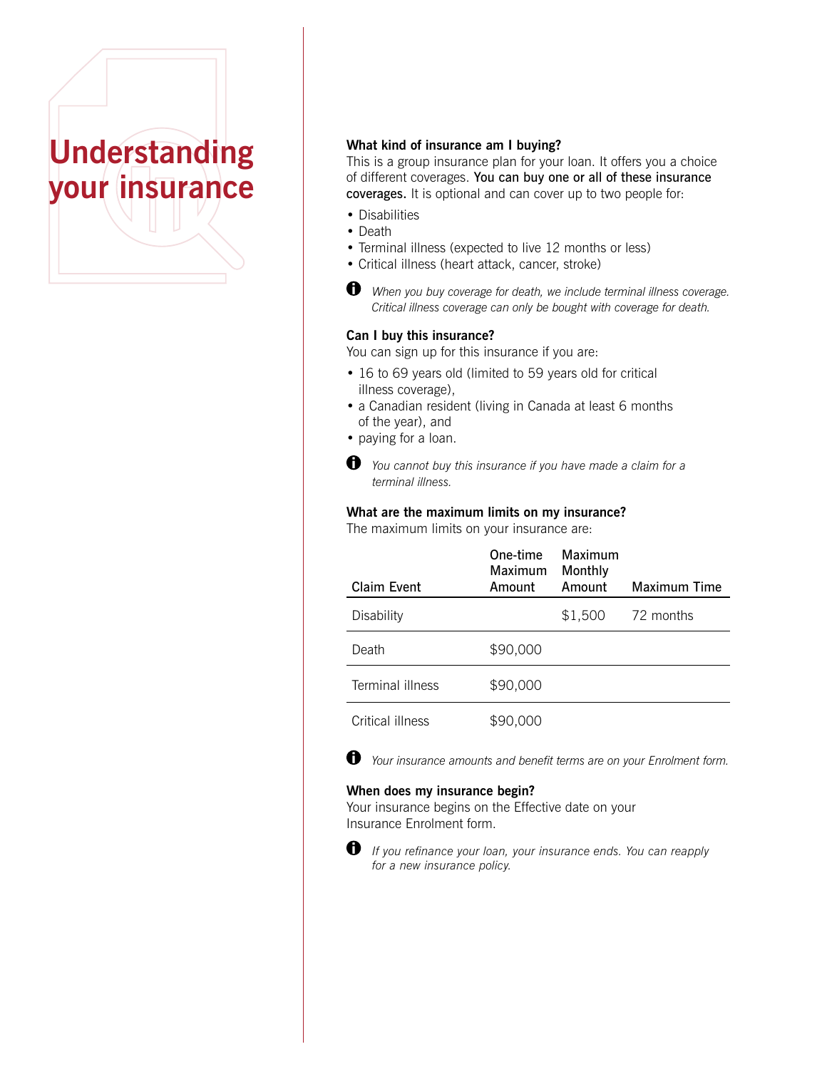# Understanding your insurance

**What kind of insurance am I buying?**
This is a group insurance plan for your loan. It offers you a choice of different coverages. **You can buy one or all of these insurance coverages.** It is optional and can cover up to two people for:

- Disabilities
- Death
- Terminal illness (expected to live 12 months or less)
- Critical illness (heart attack, cancer, stroke)

*When you buy coverage for death, we include terminal illness coverage. Critical illness coverage can only be bought with coverage for death.*

**Can I buy this insurance?**
You can sign up for this insurance if you are:

- 16 to 69 years old (limited to 59 years old for critical illness coverage),
- a Canadian resident (living in Canada at least 6 months of the year), and
- paying for a loan.

*You cannot buy this insurance if you have made a claim for a terminal illness.*

**What are the maximum limits on my insurance?**
The maximum limits on your insurance are:

| Claim Event | One-time Maximum Amount | Maximum Monthly Amount | Maximum Time |
|---|---|---|---|
| Disability | | $1,500 | 72 months |
| Death | $90,000 | | |
| Terminal illness | $90,000 | | |
| Critical illness | $90,000 | | |

*Your insurance amounts and benefit terms are on your Enrolment form.*

**When does my insurance begin?**
Your insurance begins on the Effective date on your Insurance Enrolment form.

*If you refinance your loan, your insurance ends. You can reapply for a new insurance policy.*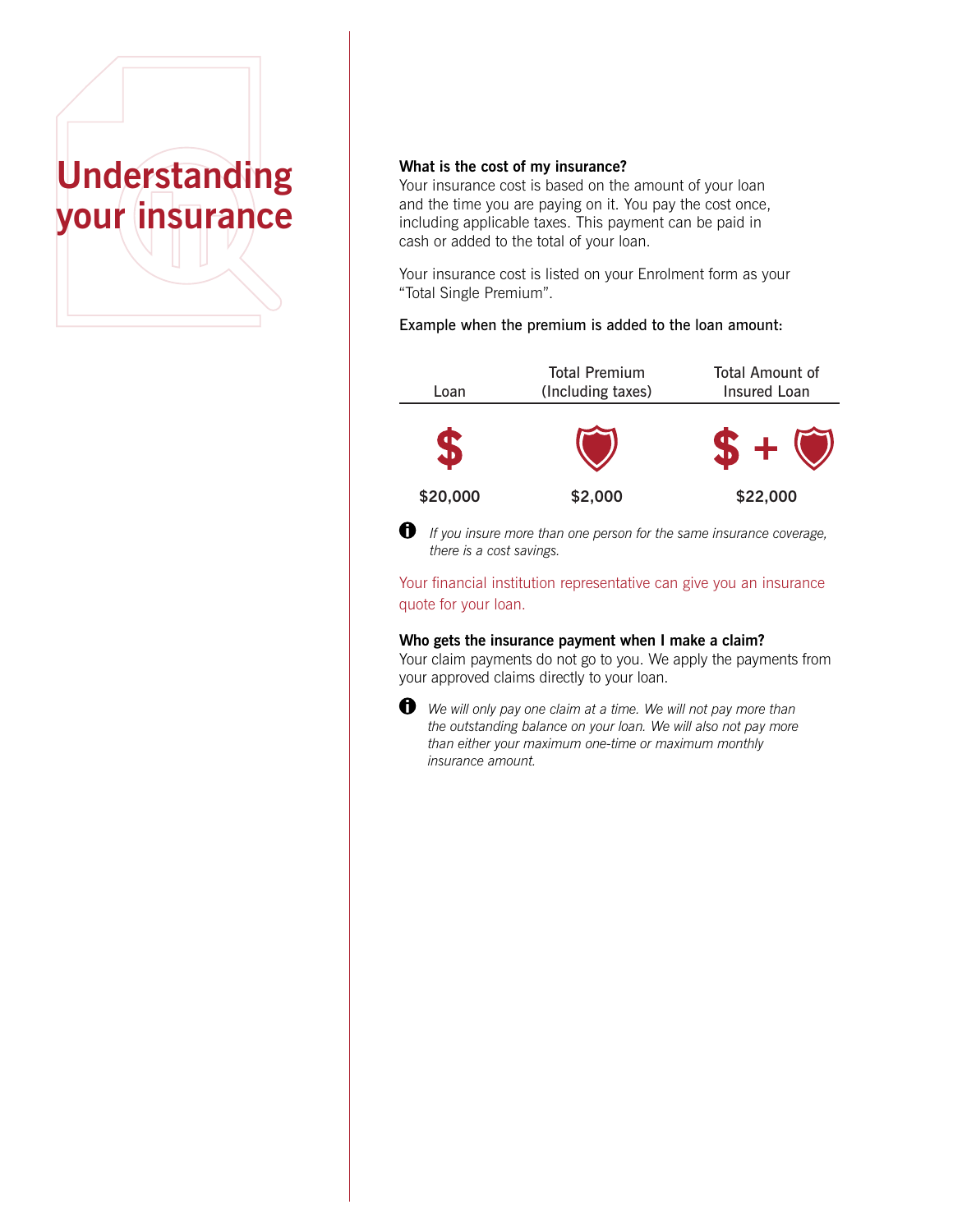# Understanding your insurance

**What is the cost of my insurance?**
Your insurance cost is based on the amount of your loan and the time you are paying on it. You pay the cost once, including applicable taxes. This payment can be paid in cash or added to the total of your loan.

Your insurance cost is listed on your Enrolment form as your "Total Single Premium".

Example when the premium is added to the loan amount:

| Loan | Total Premium (Including taxes) | Total Amount of Insured Loan |
|---|---|---|
| $ | | $ + |
| $20,000 | $2,000 | $22,000 |

*If you insure more than one person for the same insurance coverage, there is a cost savings.*

Your financial institution representative can give you an insurance quote for your loan.

**Who gets the insurance payment when I make a claim?**
Your claim payments do not go to you. We apply the payments from your approved claims directly to your loan.

*We will only pay one claim at a time. We will not pay more than the outstanding balance on your loan. We will also not pay more than either your maximum one-time or maximum monthly insurance amount.*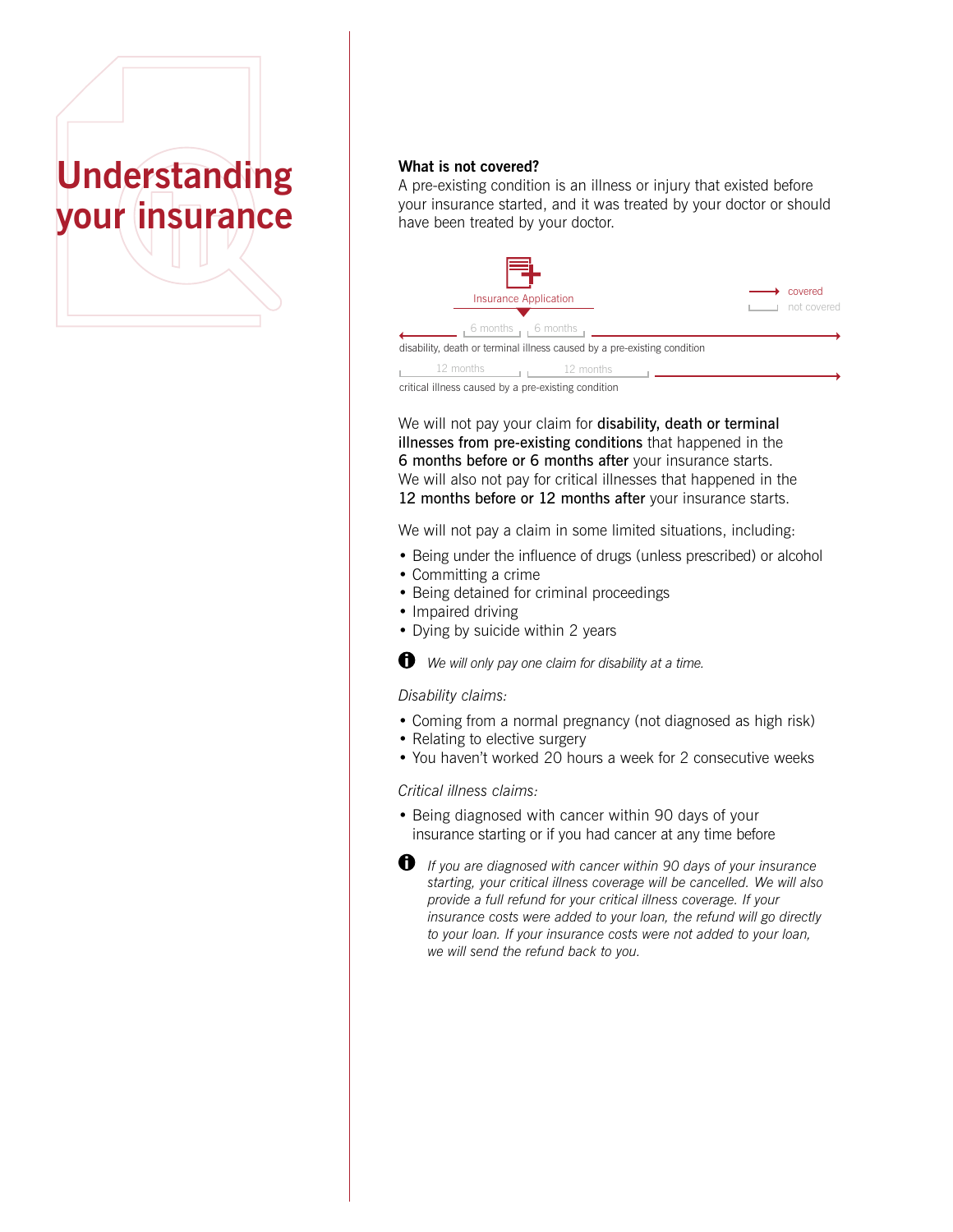# Understanding your insurance

**What is not covered?**

A pre-existing condition is an illness or injury that existed before your insurance started, and it was treated by your doctor or should have been treated by your doctor.

Insurance Application

covered
not covered

6 months | 6 months

disability, death or terminal illness caused by a pre-existing condition

12 months | 12 months

critical illness caused by a pre-existing condition

We will not pay your claim for **disability, death or terminal illnesses from pre-existing conditions** that happened in the **6 months before or 6 months after** your insurance starts. We will also not pay for critical illnesses that happened in the **12 months before or 12 months after** your insurance starts.

We will not pay a claim in some limited situations, including:

- Being under the influence of drugs (unless prescribed) or alcohol
- Committing a crime
- Being detained for criminal proceedings
- Impaired driving
- Dying by suicide within 2 years

*We will only pay one claim for disability at a time.*

*Disability claims:*

- Coming from a normal pregnancy (not diagnosed as high risk)
- Relating to elective surgery
- You haven't worked 20 hours a week for 2 consecutive weeks

*Critical illness claims:*

- Being diagnosed with cancer within 90 days of your insurance starting or if you had cancer at any time before

*If you are diagnosed with cancer within 90 days of your insurance starting, your critical illness coverage will be cancelled. We will also provide a full refund for your critical illness coverage. If your insurance costs were added to your loan, the refund will go directly to your loan. If your insurance costs were not added to your loan, we will send the refund back to you.*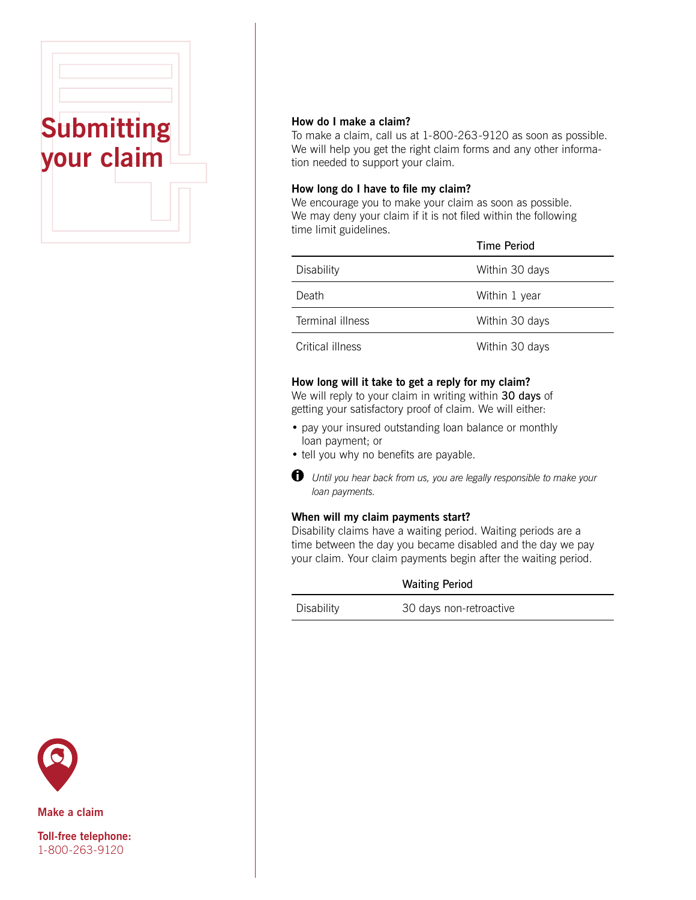# Submitting your claim

### How do I make a claim?

To make a claim, call us at 1-800-263-9120 as soon as possible. We will help you get the right claim forms and any other information needed to support your claim.

### How long do I have to file my claim?

We encourage you to make your claim as soon as possible. We may deny your claim if it is not filed within the following time limit guidelines.

| | Time Period |
|---|---|
| Disability | Within 30 days |
| Death | Within 1 year |
| Terminal illness | Within 30 days |
| Critical illness | Within 30 days |

### How long will it take to get a reply for my claim?

We will reply to your claim in writing within **30 days** of getting your satisfactory proof of claim. We will either:

- pay your insured outstanding loan balance or monthly loan payment; or
- tell you why no benefits are payable.

*Until you hear back from us, you are legally responsible to make your loan payments.*

### When will my claim payments start?

Disability claims have a waiting period. Waiting periods are a time between the day you became disabled and the day we pay your claim. Your claim payments begin after the waiting period.

| | Waiting Period |
|---|---|
| Disability | 30 days non-retroactive |

**Make a claim**

**Toll-free telephone:**
1-800-263-9120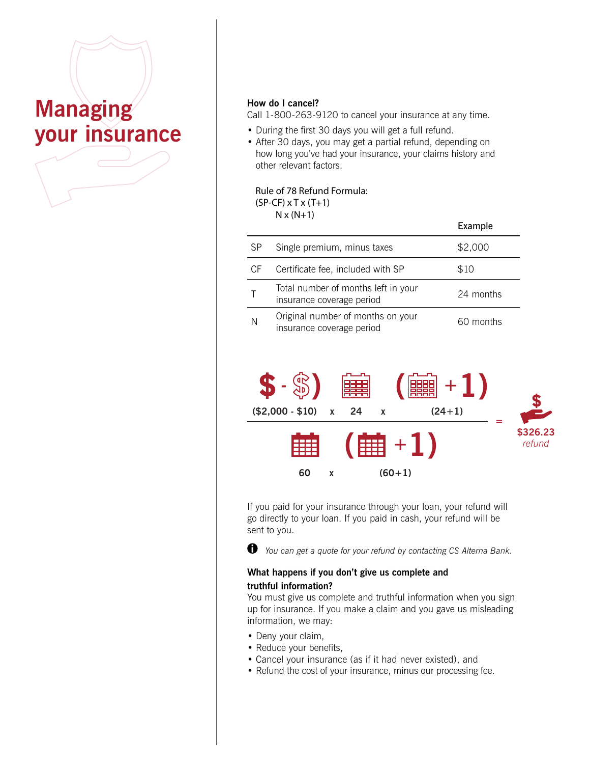# Managing your insurance

**How do I cancel?**

Call 1-800-263-9120 to cancel your insurance at any time.

- During the first 30 days you will get a full refund.
- After 30 days, you may get a partial refund, depending on how long you've had your insurance, your claims history and other relevant factors.

Rule of 78 Refund Formula:

$$\frac{(SP-CF) \times T \times (T+1)}{N \times (N+1)}$$

| | | Example |
|---|---|---|
| SP | Single premium, minus taxes | $2,000 |
| CF | Certificate fee, included with SP | $10 |
| T | Total number of months left in your insurance coverage period | 24 months |
| N | Original number of months on your insurance coverage period | 60 months |

$$\frac{(\$2{,}000 - \$10) \times 24 \times (24+1)}{60 \times (60+1)} = \$326.23 \text{ refund}$$

If you paid for your insurance through your loan, your refund will go directly to your loan. If you paid in cash, your refund will be sent to you.

*You can get a quote for your refund by contacting CS Alterna Bank.*

**What happens if you don't give us complete and truthful information?**

You must give us complete and truthful information when you sign up for insurance. If you make a claim and you gave us misleading information, we may:

- Deny your claim,
- Reduce your benefits,
- Cancel your insurance (as if it had never existed), and
- Refund the cost of your insurance, minus our processing fee.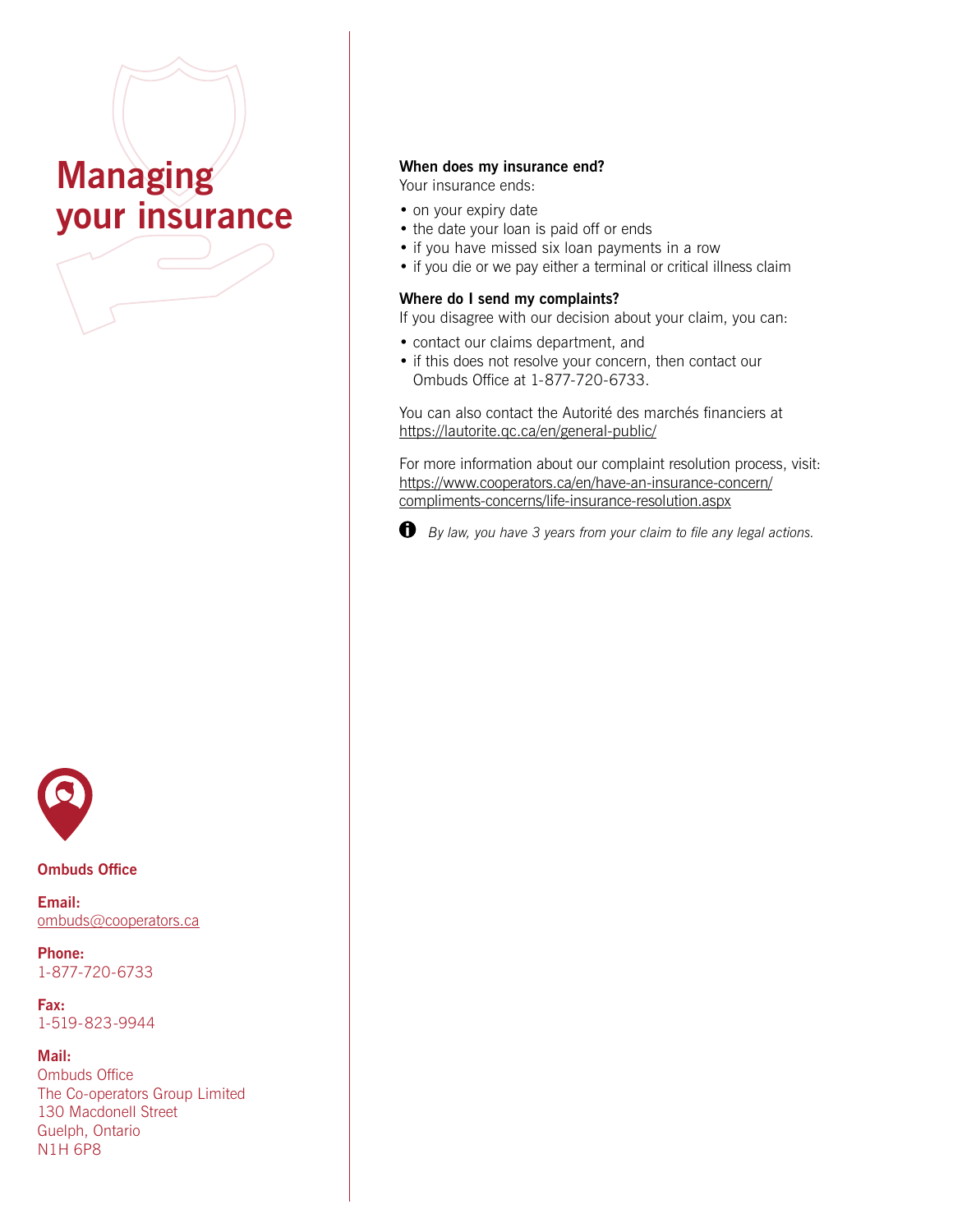# Managing your insurance

### When does my insurance end?

Your insurance ends:

- on your expiry date
- the date your loan is paid off or ends
- if you have missed six loan payments in a row
- if you die or we pay either a terminal or critical illness claim

### Where do I send my complaints?

If you disagree with our decision about your claim, you can:

- contact our claims department, and
- if this does not resolve your concern, then contact our Ombuds Office at 1-877-720-6733.

You can also contact the Autorité des marchés financiers at https://lautorite.qc.ca/en/general-public/

For more information about our complaint resolution process, visit: https://www.cooperators.ca/en/have-an-insurance-concern/compliments-concerns/life-insurance-resolution.aspx

*By law, you have 3 years from your claim to file any legal actions.*

**Ombuds Office**

**Email:**
ombuds@cooperators.ca

**Phone:**
1-877-720-6733

**Fax:**
1-519-823-9944

**Mail:**
Ombuds Office
The Co-operators Group Limited
130 Macdonell Street
Guelph, Ontario
N1H 6P8